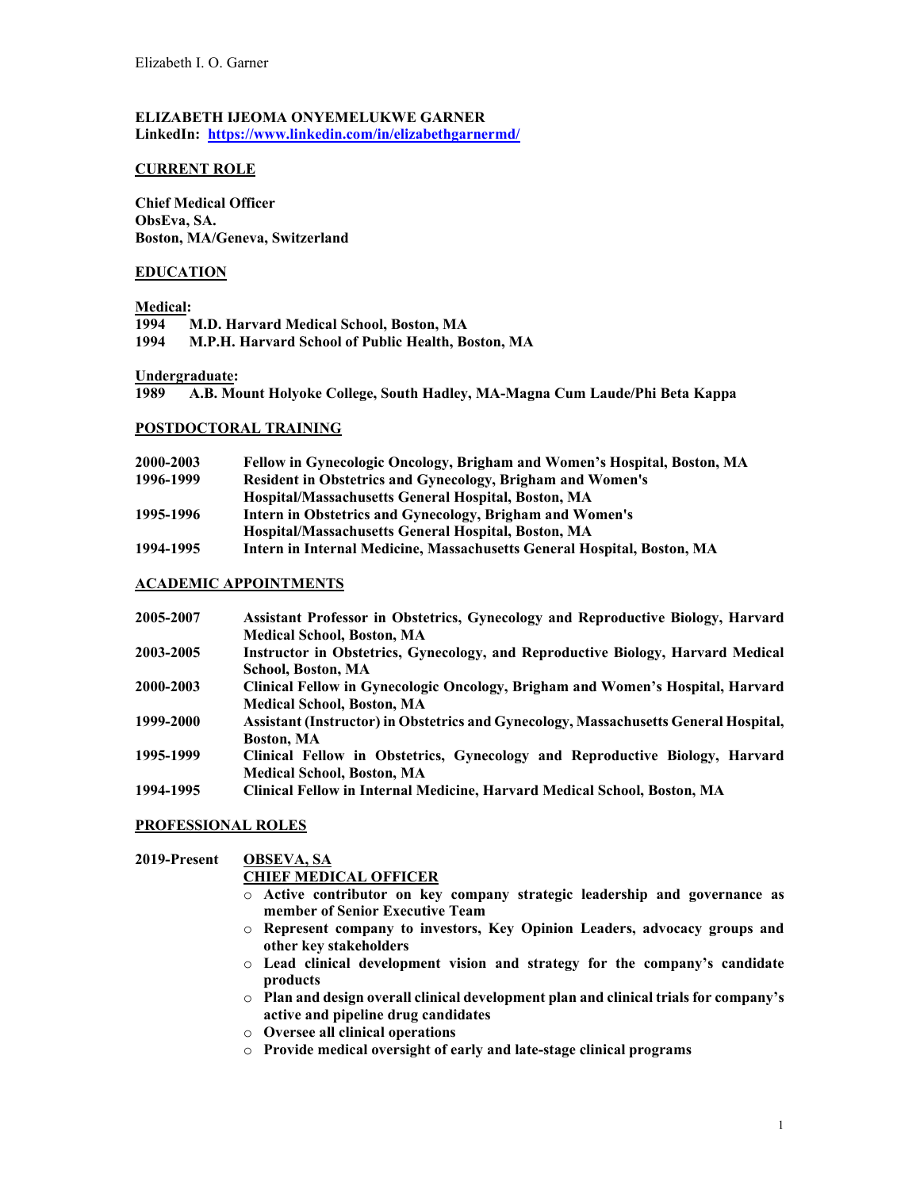**ELIZABETH IJEOMA ONYEMELUKWE GARNER**
**LinkedIn: [https://www.linkedin.com/in/elizabethgarnermd/](https://www.linkedin.com/in/elizabethgarnermd/)**

## CURRENT ROLE

**Chief Medical Officer**
**ObsEva, SA.**
**Boston, MA/Geneva, Switzerland**

## EDUCATION

**Medical:**
**1994 M.D. Harvard Medical School, Boston, MA**
**1994 M.P.H. Harvard School of Public Health, Boston, MA**

**Undergraduate:**
**1989 A.B. Mount Holyoke College, South Hadley, MA-Magna Cum Laude/Phi Beta Kappa**

## POSTDOCTORAL TRAINING

**2000-2003** **Fellow in Gynecologic Oncology, Brigham and Women's Hospital, Boston, MA**
**1996-1999** **Resident in Obstetrics and Gynecology, Brigham and Women's Hospital/Massachusetts General Hospital, Boston, MA**
**1995-1996** **Intern in Obstetrics and Gynecology, Brigham and Women's Hospital/Massachusetts General Hospital, Boston, MA**
**1994-1995** **Intern in Internal Medicine, Massachusetts General Hospital, Boston, MA**

## ACADEMIC APPOINTMENTS

**2005-2007** **Assistant Professor in Obstetrics, Gynecology and Reproductive Biology, Harvard Medical School, Boston, MA**
**2003-2005** **Instructor in Obstetrics, Gynecology, and Reproductive Biology, Harvard Medical School, Boston, MA**
**2000-2003** **Clinical Fellow in Gynecologic Oncology, Brigham and Women's Hospital, Harvard Medical School, Boston, MA**
**1999-2000** **Assistant (Instructor) in Obstetrics and Gynecology, Massachusetts General Hospital, Boston, MA**
**1995-1999** **Clinical Fellow in Obstetrics, Gynecology and Reproductive Biology, Harvard Medical School, Boston, MA**
**1994-1995** **Clinical Fellow in Internal Medicine, Harvard Medical School, Boston, MA**

## PROFESSIONAL ROLES

**2019-Present** **OBSEVA, SA**
**CHIEF MEDICAL OFFICER**

- **Active contributor on key company strategic leadership and governance as member of Senior Executive Team**
- **Represent company to investors, Key Opinion Leaders, advocacy groups and other key stakeholders**
- **Lead clinical development vision and strategy for the company's candidate products**
- **Plan and design overall clinical development plan and clinical trials for company's active and pipeline drug candidates**
- **Oversee all clinical operations**
- **Provide medical oversight of early and late-stage clinical programs**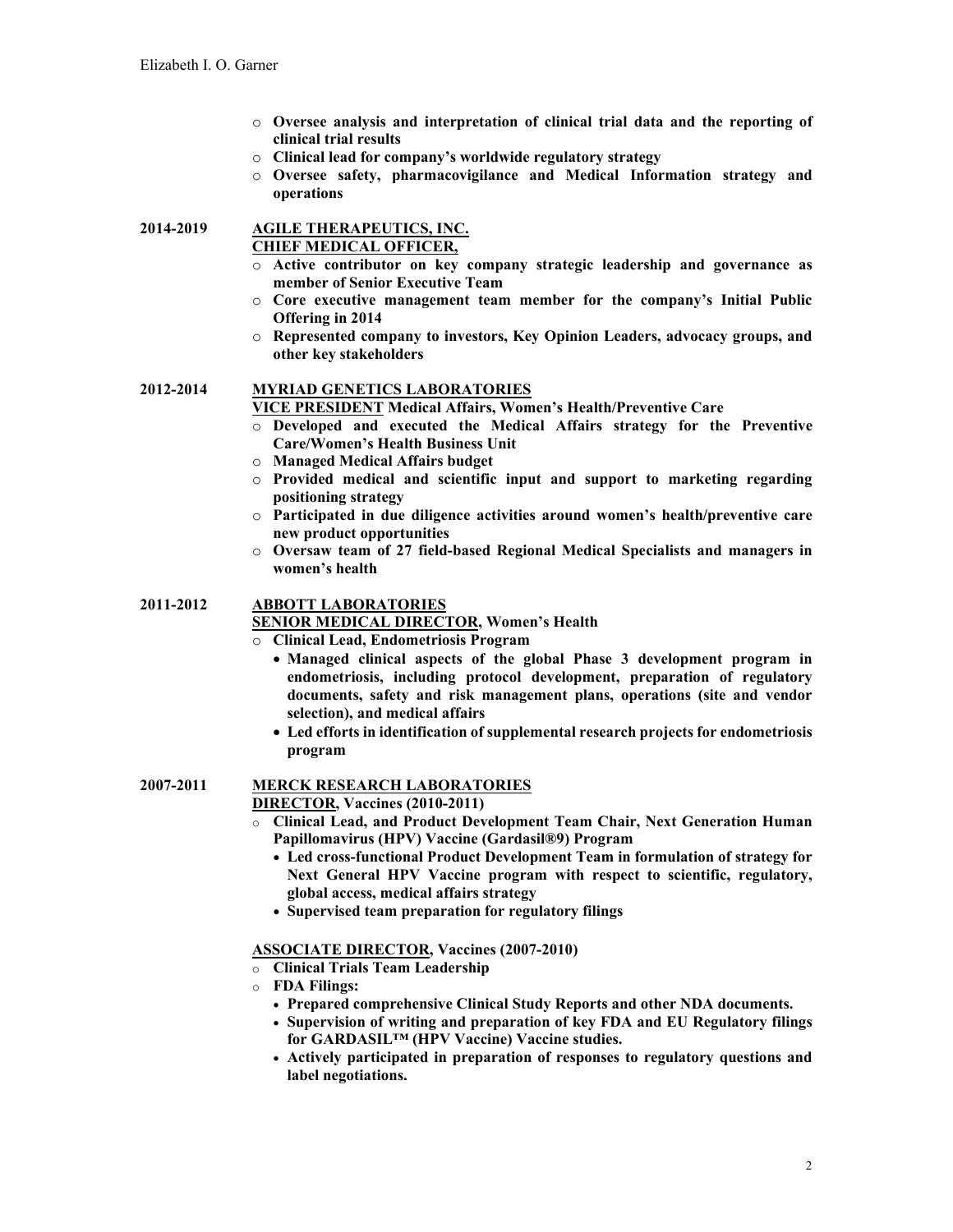- **Oversee analysis and interpretation of clinical trial data and the reporting of clinical trial results**
- **Clinical lead for company's worldwide regulatory strategy**
- **Oversee safety, pharmacovigilance and Medical Information strategy and operations**

**2014-2019** **AGILE THERAPEUTICS, INC.**
**CHIEF MEDICAL OFFICER,**

- **Active contributor on key company strategic leadership and governance as member of Senior Executive Team**
- **Core executive management team member for the company's Initial Public Offering in 2014**
- **Represented company to investors, Key Opinion Leaders, advocacy groups, and other key stakeholders**

**2012-2014** **MYRIAD GENETICS LABORATORIES**
**VICE PRESIDENT Medical Affairs, Women's Health/Preventive Care**

- **Developed and executed the Medical Affairs strategy for the Preventive Care/Women's Health Business Unit**
- **Managed Medical Affairs budget**
- **Provided medical and scientific input and support to marketing regarding positioning strategy**
- **Participated in due diligence activities around women's health/preventive care new product opportunities**
- **Oversaw team of 27 field-based Regional Medical Specialists and managers in women's health**

**2011-2012** **ABBOTT LABORATORIES**
**SENIOR MEDICAL DIRECTOR, Women's Health**

- **Clinical Lead, Endometriosis Program**
  - **Managed clinical aspects of the global Phase 3 development program in endometriosis, including protocol development, preparation of regulatory documents, safety and risk management plans, operations (site and vendor selection), and medical affairs**
  - **Led efforts in identification of supplemental research projects for endometriosis program**

**2007-2011** **MERCK RESEARCH LABORATORIES**
**DIRECTOR, Vaccines (2010-2011)**

- **Clinical Lead, and Product Development Team Chair, Next Generation Human Papillomavirus (HPV) Vaccine (Gardasil®9) Program**
  - **Led cross-functional Product Development Team in formulation of strategy for Next General HPV Vaccine program with respect to scientific, regulatory, global access, medical affairs strategy**
  - **Supervised team preparation for regulatory filings**

**ASSOCIATE DIRECTOR, Vaccines (2007-2010)**

- **Clinical Trials Team Leadership**
- **FDA Filings:**
  - **Prepared comprehensive Clinical Study Reports and other NDA documents.**
  - **Supervision of writing and preparation of key FDA and EU Regulatory filings for GARDASIL™ (HPV Vaccine) Vaccine studies.**
  - **Actively participated in preparation of responses to regulatory questions and label negotiations.**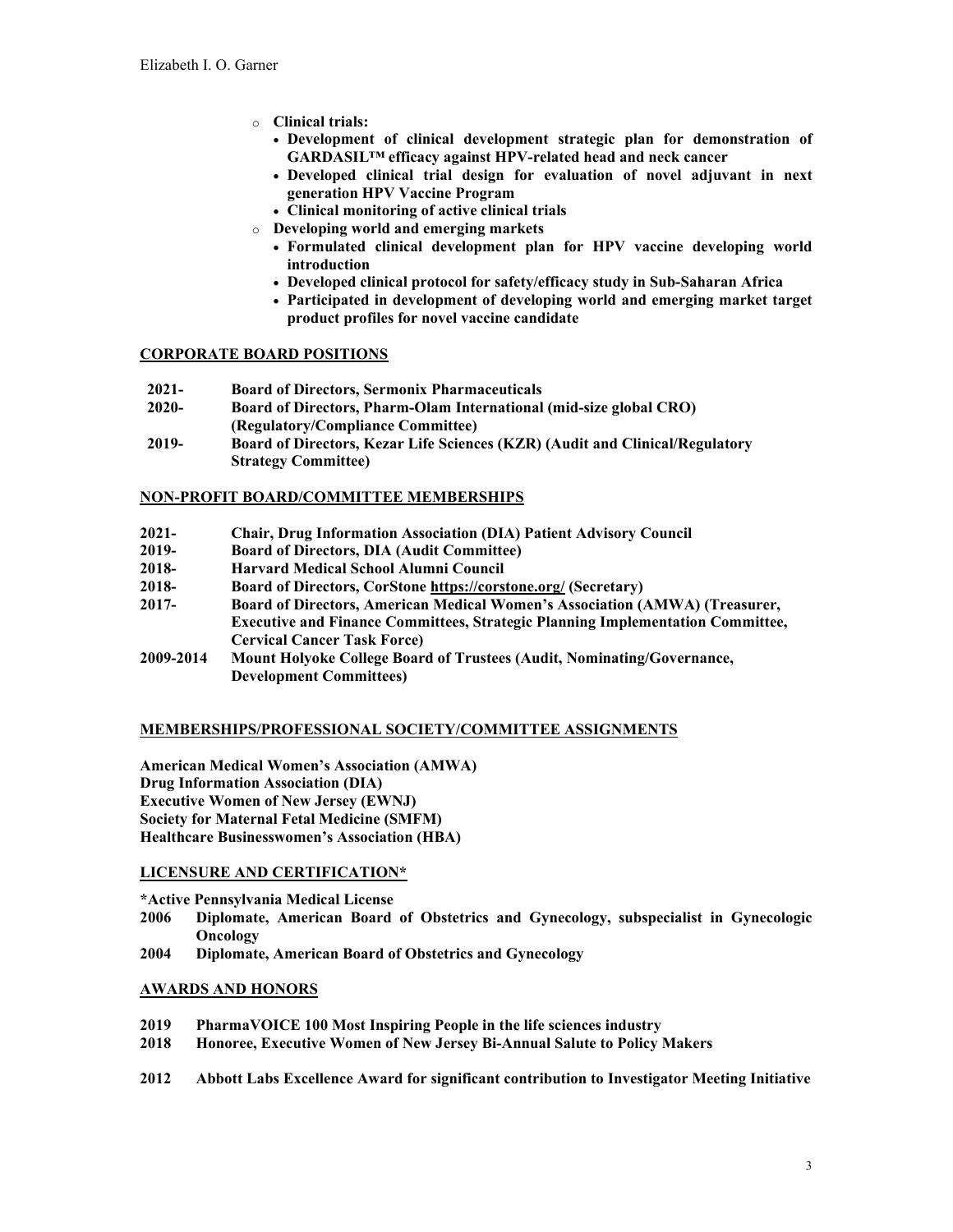- **Clinical trials:**
  - **Development of clinical development strategic plan for demonstration of GARDASIL™ efficacy against HPV-related head and neck cancer**
  - **Developed clinical trial design for evaluation of novel adjuvant in next generation HPV Vaccine Program**
  - **Clinical monitoring of active clinical trials**
- **Developing world and emerging markets**
  - **Formulated clinical development plan for HPV vaccine developing world introduction**
  - **Developed clinical protocol for safety/efficacy study in Sub-Saharan Africa**
  - **Participated in development of developing world and emerging market target product profiles for novel vaccine candidate**

## CORPORATE BOARD POSITIONS

**2021-** **Board of Directors, Sermonix Pharmaceuticals**
**2020-** **Board of Directors, Pharm-Olam International (mid-size global CRO) (Regulatory/Compliance Committee)**
**2019-** **Board of Directors, Kezar Life Sciences (KZR) (Audit and Clinical/Regulatory Strategy Committee)**

## NON-PROFIT BOARD/COMMITTEE MEMBERSHIPS

**2021-** **Chair, Drug Information Association (DIA) Patient Advisory Council**
**2019-** **Board of Directors, DIA (Audit Committee)**
**2018-** **Harvard Medical School Alumni Council**
**2018-** **Board of Directors, CorStone https://corstone.org/ (Secretary)**
**2017-** **Board of Directors, American Medical Women's Association (AMWA) (Treasurer, Executive and Finance Committees, Strategic Planning Implementation Committee, Cervical Cancer Task Force)**
**2009-2014** **Mount Holyoke College Board of Trustees (Audit, Nominating/Governance, Development Committees)**

## MEMBERSHIPS/PROFESSIONAL SOCIETY/COMMITTEE ASSIGNMENTS

**American Medical Women's Association (AMWA)**
**Drug Information Association (DIA)**
**Executive Women of New Jersey (EWNJ)**
**Society for Maternal Fetal Medicine (SMFM)**
**Healthcare Businesswomen's Association (HBA)**

## LICENSURE AND CERTIFICATION*

**\*Active Pennsylvania Medical License**
**2006** **Diplomate, American Board of Obstetrics and Gynecology, subspecialist in Gynecologic Oncology**
**2004** **Diplomate, American Board of Obstetrics and Gynecology**

## AWARDS AND HONORS

**2019** **PharmaVOICE 100 Most Inspiring People in the life sciences industry**
**2018** **Honoree, Executive Women of New Jersey Bi-Annual Salute to Policy Makers**

**2012** **Abbott Labs Excellence Award for significant contribution to Investigator Meeting Initiative**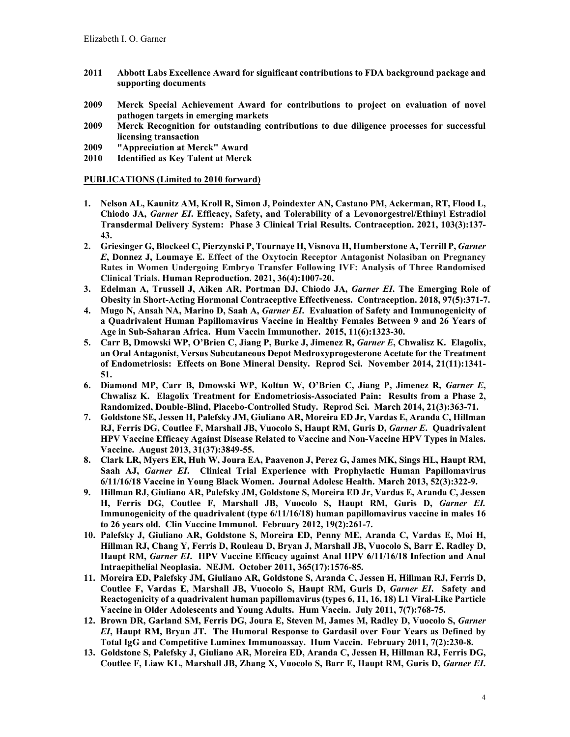**2011 Abbott Labs Excellence Award for significant contributions to FDA background package and supporting documents**

**2009 Merck Special Achievement Award for contributions to project on evaluation of novel pathogen targets in emerging markets**

**2009 Merck Recognition for outstanding contributions to due diligence processes for successful licensing transaction**

**2009 "Appreciation at Merck" Award**

**2010 Identified as Key Talent at Merck**

## PUBLICATIONS (Limited to 2010 forward)

1. **Nelson AL, Kaunitz AM, Kroll R, Simon J, Poindexter AN, Castano PM, Ackerman, RT, Flood L, Chiodo JA, *Garner EI*. Efficacy, Safety, and Tolerability of a Levonorgestrel/Ethinyl Estradiol Transdermal Delivery System: Phase 3 Clinical Trial Results. Contraception. 2021, 103(3):137-43.**
2. **Griesinger G, Blockeel C, Pierzynski P, Tournaye H, Visnova H, Humberstone A, Terrill P, *Garner E*, Donnez J, Loumaye E.** Effect of the Oxytocin Receptor Antagonist Nolasiban on Pregnancy Rates in Women Undergoing Embryo Transfer Following IVF: Analysis of Three Randomised Clinical Trials. **Human Reproduction. 2021, 36(4):1007-20.**
3. **Edelman A, Trussell J, Aiken AR, Portman DJ, Chiodo JA, *Garner EI*. The Emerging Role of Obesity in Short-Acting Hormonal Contraceptive Effectiveness. Contraception. 2018, 97(5):371-7.**
4. **Mugo N, Ansah NA, Marino D, Saah A, *Garner EI*. Evaluation of Safety and Immunogenicity of a Quadrivalent Human Papillomavirus Vaccine in Healthy Females Between 9 and 26 Years of Age in Sub-Saharan Africa. Hum Vaccin Immunother. 2015, 11(6):1323-30.**
5. **Carr B, Dmowski WP, O'Brien C, Jiang P, Burke J, Jimenez R, *Garner E*, Chwalisz K. Elagolix, an Oral Antagonist, Versus Subcutaneous Depot Medroxyprogesterone Acetate for the Treatment of Endometriosis: Effects on Bone Mineral Density. Reprod Sci. November 2014, 21(11):1341-51.**
6. **Diamond MP, Carr B, Dmowski WP, Koltun W, O'Brien C, Jiang P, Jimenez R, *Garner E*, Chwalisz K. Elagolix Treatment for Endometriosis-Associated Pain: Results from a Phase 2, Randomized, Double-Blind, Placebo-Controlled Study. Reprod Sci. March 2014, 21(3):363-71.**
7. **Goldstone SE, Jessen H, Palefsky JM, Giuliano AR, Moreira ED Jr, Vardas E, Aranda C, Hillman RJ, Ferris DG, Coutlee F, Marshall JB, Vuocolo S, Haupt RM, Guris D, *Garner E*. Quadrivalent HPV Vaccine Efficacy Against Disease Related to Vaccine and Non-Vaccine HPV Types in Males. Vaccine. August 2013, 31(37):3849-55.**
8. **Clark LR, Myers ER, Huh W, Joura EA, Paavenon J, Perez G, James MK, Sings HL, Haupt RM, Saah AJ, *Garner EI*. Clinical Trial Experience with Prophylactic Human Papillomavirus 6/11/16/18 Vaccine in Young Black Women. Journal Adolesc Health. March 2013, 52(3):322-9.**
9. **Hillman RJ, Giuliano AR, Palefsky JM, Goldstone S, Moreira ED Jr, Vardas E, Aranda C, Jessen H, Ferris DG, Coutlee F, Marshall JB, Vuocolo S, Haupt RM, Guris D, *Garner EI*. Immunogenicity of the quadrivalent (type 6/11/16/18) human papillomavirus vaccine in males 16 to 26 years old. Clin Vaccine Immunol. February 2012, 19(2):261-7.**
10. **Palefsky J, Giuliano AR, Goldstone S, Moreira ED, Penny ME, Aranda C, Vardas E, Moi H, Hillman RJ, Chang Y, Ferris D, Rouleau D, Bryan J, Marshall JB, Vuocolo S, Barr E, Radley D, Haupt RM, *Garner EI*. HPV Vaccine Efficacy against Anal HPV 6/11/16/18 Infection and Anal Intraepithelial Neoplasia. NEJM. October 2011, 365(17):1576-85.**
11. **Moreira ED, Palefsky JM, Giuliano AR, Goldstone S, Aranda C, Jessen H, Hillman RJ, Ferris D, Coutlee F, Vardas E, Marshall JB, Vuocolo S, Haupt RM, Guris D, *Garner EI*. Safety and Reactogenicity of a quadrivalent human papillomavirus (types 6, 11, 16, 18) L1 Viral-Like Particle Vaccine in Older Adolescents and Young Adults. Hum Vaccin. July 2011, 7(7):768-75.**
12. **Brown DR, Garland SM, Ferris DG, Joura E, Steven M, James M, Radley D, Vuocolo S, *Garner EI*, Haupt RM, Bryan JT. The Humoral Response to Gardasil over Four Years as Defined by Total IgG and Competitive Luminex Immunoassay. Hum Vaccin. February 2011, 7(2):230-8.**
13. **Goldstone S, Palefsky J, Giuliano AR, Moreira ED, Aranda C, Jessen H, Hillman RJ, Ferris DG, Coutlee F, Liaw KL, Marshall JB, Zhang X, Vuocolo S, Barr E, Haupt RM, Guris D, *Garner EI*.**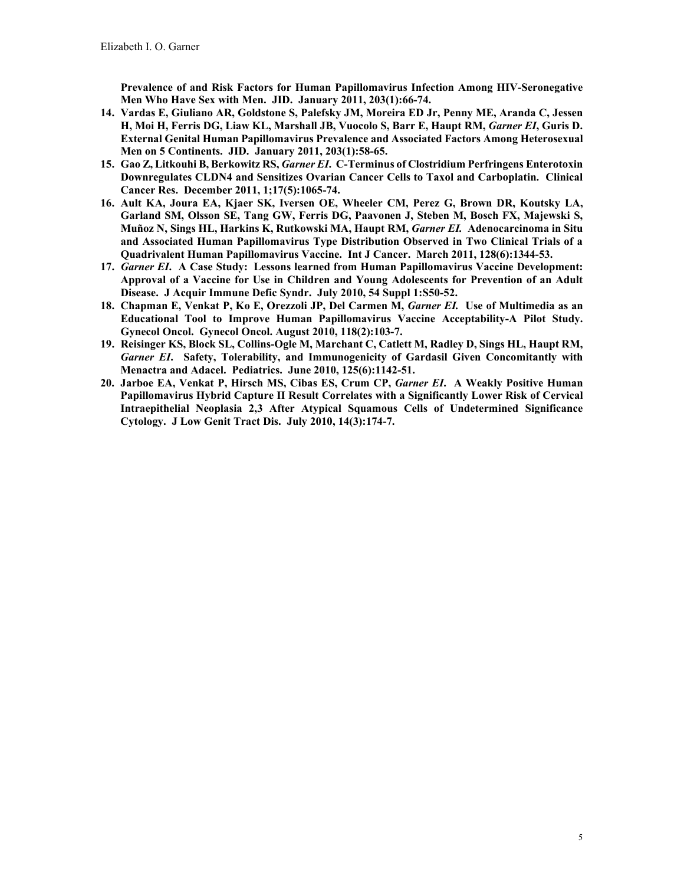**Prevalence of and Risk Factors for Human Papillomavirus Infection Among HIV-Seronegative Men Who Have Sex with Men. JID. January 2011, 203(1):66-74.**

14. **Vardas E, Giuliano AR, Goldstone S, Palefsky JM, Moreira ED Jr, Penny ME, Aranda C, Jessen H, Moi H, Ferris DG, Liaw KL, Marshall JB, Vuocolo S, Barr E, Haupt RM, *Garner EI*, Guris D. External Genital Human Papillomavirus Prevalence and Associated Factors Among Heterosexual Men on 5 Continents. JID. January 2011, 203(1):58-65.**
15. **Gao Z, Litkouhi B, Berkowitz RS, *Garner EI*. C-Terminus of Clostridium Perfringens Enterotoxin Downregulates CLDN4 and Sensitizes Ovarian Cancer Cells to Taxol and Carboplatin. Clinical Cancer Res. December 2011, 1;17(5):1065-74.**
16. **Ault KA, Joura EA, Kjaer SK, Iversen OE, Wheeler CM, Perez G, Brown DR, Koutsky LA, Garland SM, Olsson SE, Tang GW, Ferris DG, Paavonen J, Steben M, Bosch FX, Majewski S, Muñoz N, Sings HL, Harkins K, Rutkowski MA, Haupt RM, *Garner EI.* Adenocarcinoma in Situ and Associated Human Papillomavirus Type Distribution Observed in Two Clinical Trials of a Quadrivalent Human Papillomavirus Vaccine. Int J Cancer. March 2011, 128(6):1344-53.**
17. ***Garner EI*. A Case Study: Lessons learned from Human Papillomavirus Vaccine Development: Approval of a Vaccine for Use in Children and Young Adolescents for Prevention of an Adult Disease. J Acquir Immune Defic Syndr. July 2010, 54 Suppl 1:S50-52.**
18. **Chapman E, Venkat P, Ko E, Orezzoli JP, Del Carmen M, *Garner EI.* Use of Multimedia as an Educational Tool to Improve Human Papillomavirus Vaccine Acceptability-A Pilot Study. Gynecol Oncol. Gynecol Oncol. August 2010, 118(2):103-7.**
19. **Reisinger KS, Block SL, Collins-Ogle M, Marchant C, Catlett M, Radley D, Sings HL, Haupt RM, *Garner EI*. Safety, Tolerability, and Immunogenicity of Gardasil Given Concomitantly with Menactra and Adacel. Pediatrics. June 2010, 125(6):1142-51.**
20. **Jarboe EA, Venkat P, Hirsch MS, Cibas ES, Crum CP, *Garner EI*. A Weakly Positive Human Papillomavirus Hybrid Capture II Result Correlates with a Significantly Lower Risk of Cervical Intraepithelial Neoplasia 2,3 After Atypical Squamous Cells of Undetermined Significance Cytology. J Low Genit Tract Dis. July 2010, 14(3):174-7.**